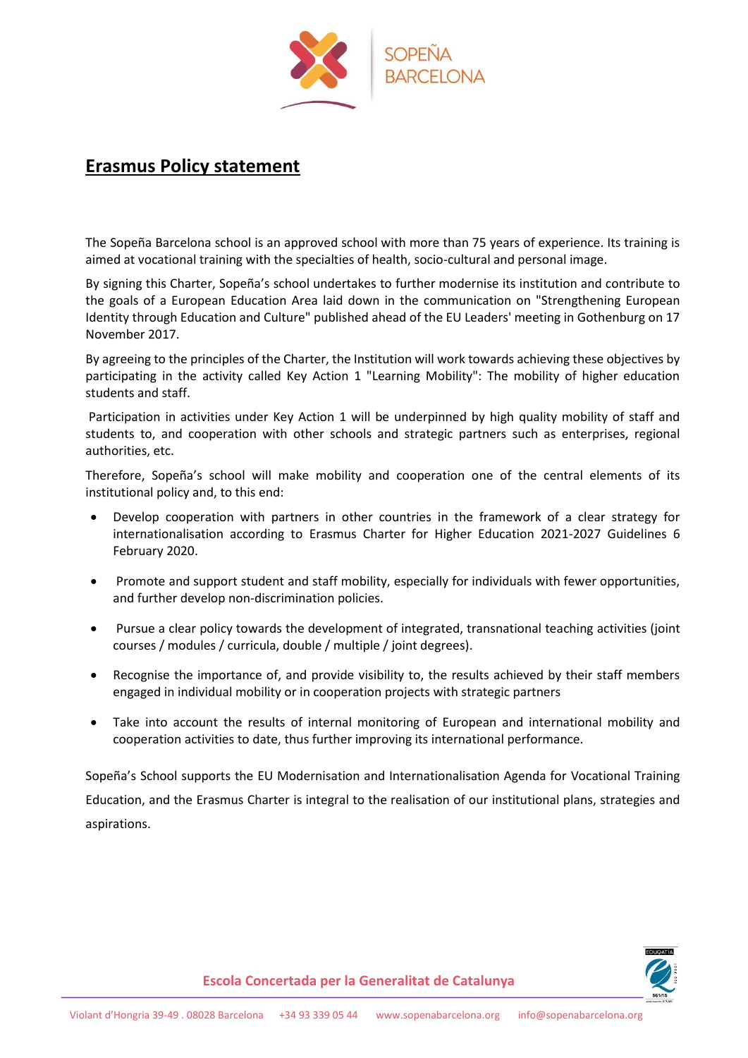## Erasmus Policy statement

The Sopeña Barcelona school is an approved school with more than 75 years of experience. Its training is aimed at vocational training with the specialties of health, socio-cultural and personal image.

By signing this Charter, Sopeña's school undertakes to further modernise its institution and contribute to the goals of a European Education Area laid down in the communication on "Strengthening European Identity through Education and Culture" published ahead of the EU Leaders' meeting in Gothenburg on 17 November 2017.

By agreeing to the principles of the Charter, the Institution will work towards achieving these objectives by participating in the activity called Key Action 1 "Learning Mobility": The mobility of higher education students and staff.

Participation in activities under Key Action 1 will be underpinned by high quality mobility of staff and students to, and cooperation with other schools and strategic partners such as enterprises, regional authorities, etc.

Therefore, Sopeña's school will make mobility and cooperation one of the central elements of its institutional policy and, to this end:

- Develop cooperation with partners in other countries in the framework of a clear strategy for internationalisation according to Erasmus Charter for Higher Education 2021-2027 Guidelines 6 February 2020.
- Promote and support student and staff mobility, especially for individuals with fewer opportunities, and further develop non-discrimination policies.
- Pursue a clear policy towards the development of integrated, transnational teaching activities (joint courses / modules / curricula, double / multiple / joint degrees).
- Recognise the importance of, and provide visibility to, the results achieved by their staff members engaged in individual mobility or in cooperation projects with strategic partners
- Take into account the results of internal monitoring of European and international mobility and cooperation activities to date, thus further improving its international performance.

Sopeña's School supports the EU Modernisation and Internationalisation Agenda for Vocational Training Education, and the Erasmus Charter is integral to the realisation of our institutional plans, strategies and aspirations.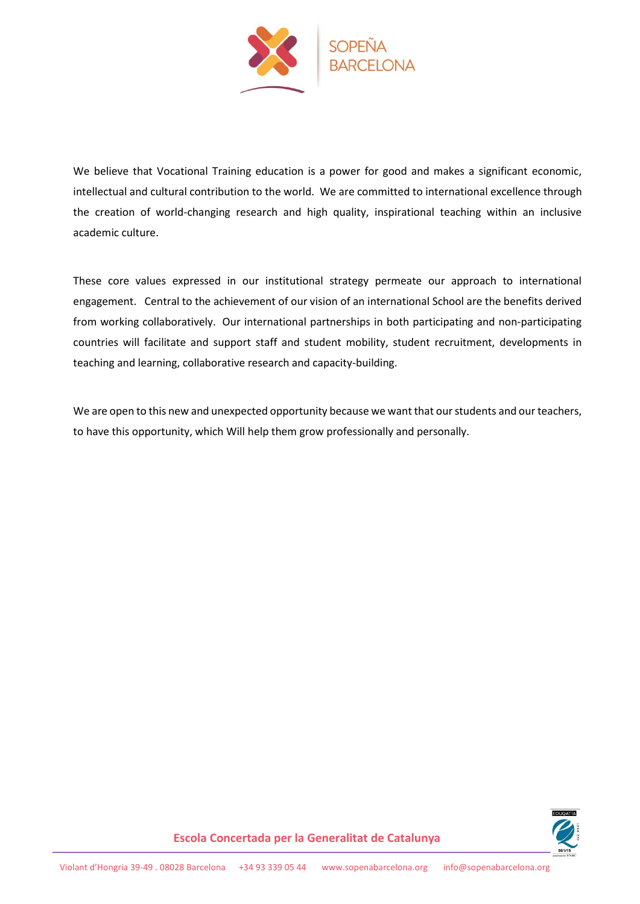We believe that Vocational Training education is a power for good and makes a significant economic, intellectual and cultural contribution to the world. We are committed to international excellence through the creation of world-changing research and high quality, inspirational teaching within an inclusive academic culture.

These core values expressed in our institutional strategy permeate our approach to international engagement. Central to the achievement of our vision of an international School are the benefits derived from working collaboratively. Our international partnerships in both participating and non-participating countries will facilitate and support staff and student mobility, student recruitment, developments in teaching and learning, collaborative research and capacity-building.

We are open to this new and unexpected opportunity because we want that our students and our teachers, to have this opportunity, which Will help them grow professionally and personally.